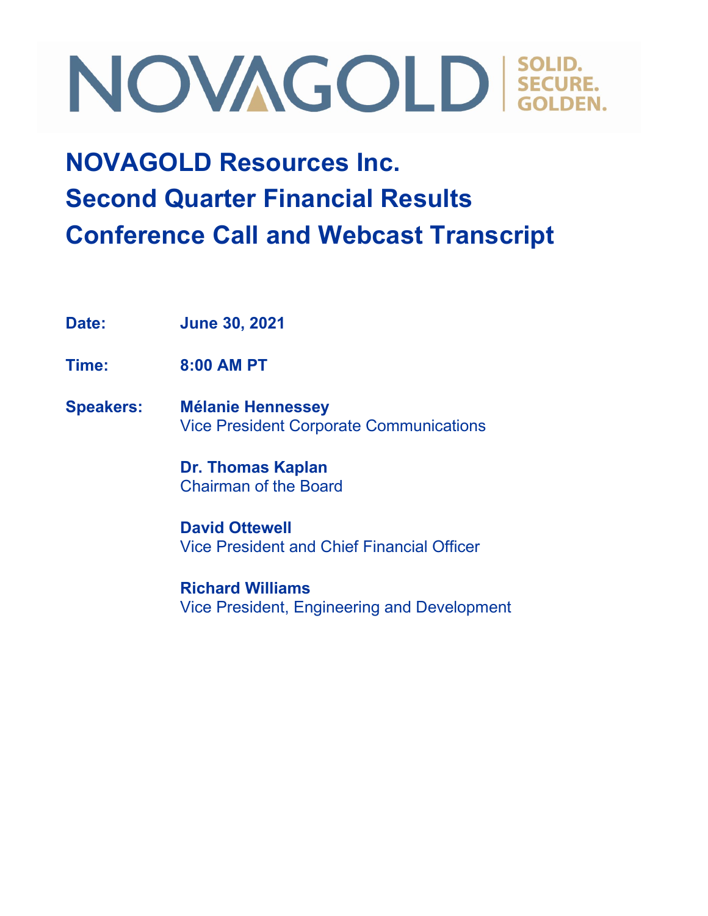NOVAGOLD | SOLID. SECURE. GOLDEN.

# NOVAGOLD Resources Inc.
# Second Quarter Financial Results
# Conference Call and Webcast Transcript

**Date:** **June 30, 2021**

**Time:** **8:00 AM PT**

**Speakers:** **Mélanie Hennessey**
Vice President Corporate Communications

**Dr. Thomas Kaplan**
Chairman of the Board

**David Ottewell**
Vice President and Chief Financial Officer

**Richard Williams**
Vice President, Engineering and Development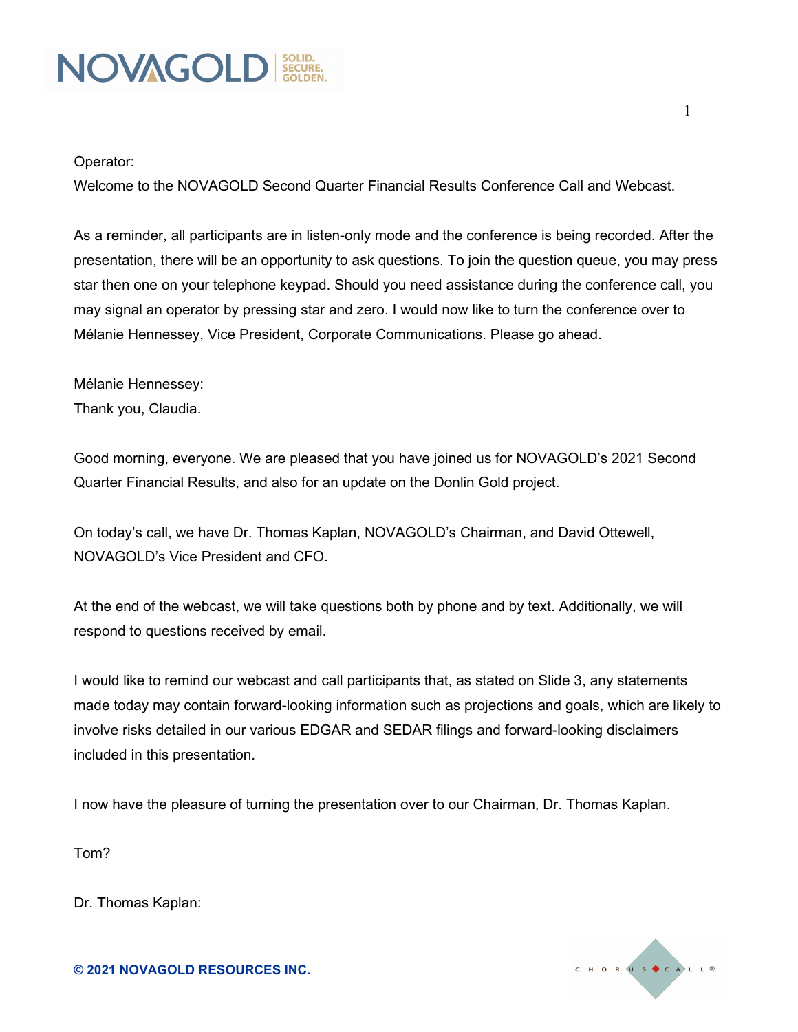Operator:

Welcome to the NOVAGOLD Second Quarter Financial Results Conference Call and Webcast.

As a reminder, all participants are in listen-only mode and the conference is being recorded. After the presentation, there will be an opportunity to ask questions. To join the question queue, you may press star then one on your telephone keypad. Should you need assistance during the conference call, you may signal an operator by pressing star and zero. I would now like to turn the conference over to Mélanie Hennessey, Vice President, Corporate Communications. Please go ahead.

Mélanie Hennessey:

Thank you, Claudia.

Good morning, everyone. We are pleased that you have joined us for NOVAGOLD's 2021 Second Quarter Financial Results, and also for an update on the Donlin Gold project.

On today's call, we have Dr. Thomas Kaplan, NOVAGOLD's Chairman, and David Ottewell, NOVAGOLD's Vice President and CFO.

At the end of the webcast, we will take questions both by phone and by text. Additionally, we will respond to questions received by email.

I would like to remind our webcast and call participants that, as stated on Slide 3, any statements made today may contain forward-looking information such as projections and goals, which are likely to involve risks detailed in our various EDGAR and SEDAR filings and forward-looking disclaimers included in this presentation.

I now have the pleasure of turning the presentation over to our Chairman, Dr. Thomas Kaplan.

Tom?

Dr. Thomas Kaplan: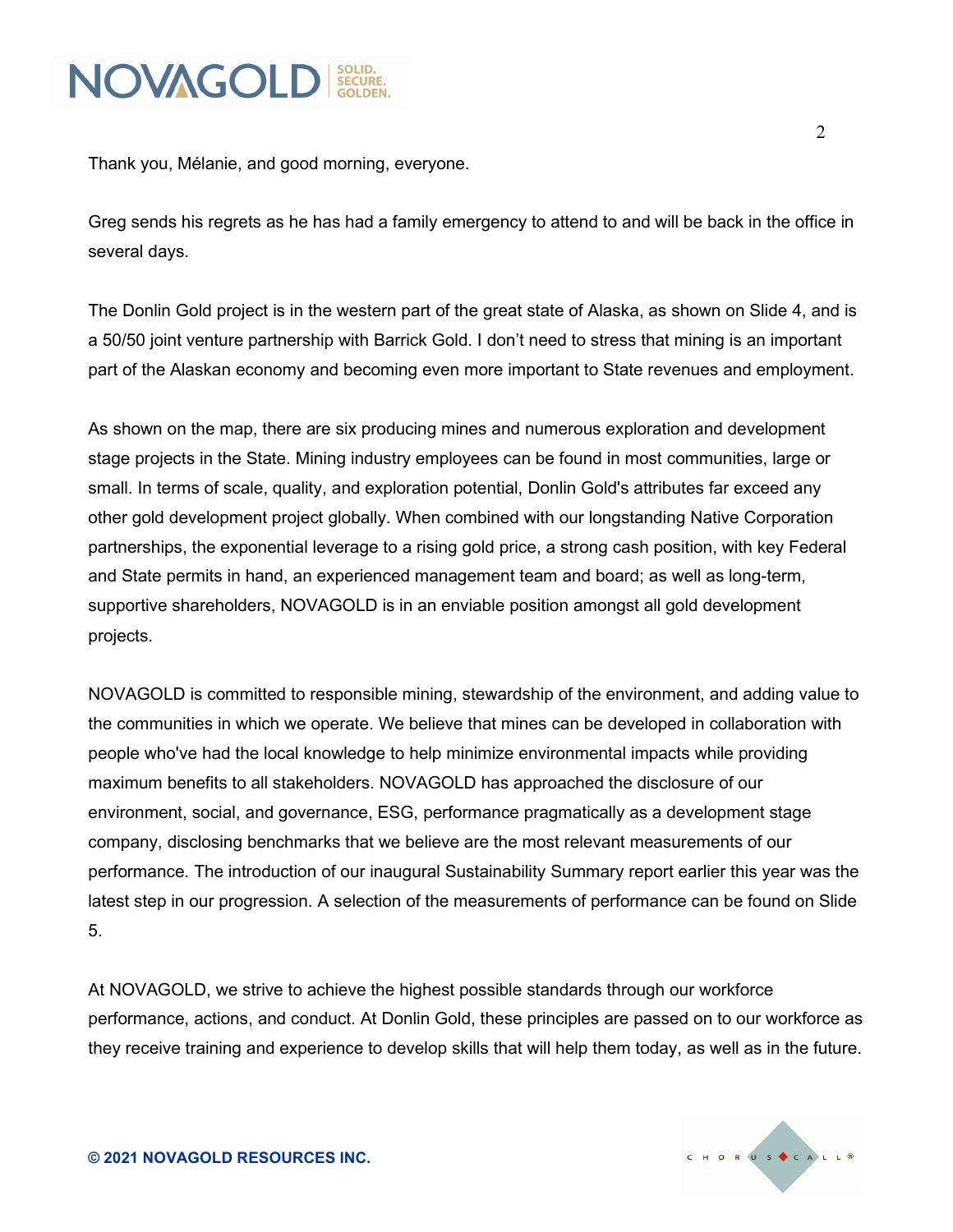Thank you, Mélanie, and good morning, everyone.

Greg sends his regrets as he has had a family emergency to attend to and will be back in the office in several days.

The Donlin Gold project is in the western part of the great state of Alaska, as shown on Slide 4, and is a 50/50 joint venture partnership with Barrick Gold. I don't need to stress that mining is an important part of the Alaskan economy and becoming even more important to State revenues and employment.

As shown on the map, there are six producing mines and numerous exploration and development stage projects in the State. Mining industry employees can be found in most communities, large or small. In terms of scale, quality, and exploration potential, Donlin Gold's attributes far exceed any other gold development project globally. When combined with our longstanding Native Corporation partnerships, the exponential leverage to a rising gold price, a strong cash position, with key Federal and State permits in hand, an experienced management team and board; as well as long-term, supportive shareholders, NOVAGOLD is in an enviable position amongst all gold development projects.

NOVAGOLD is committed to responsible mining, stewardship of the environment, and adding value to the communities in which we operate. We believe that mines can be developed in collaboration with people who've had the local knowledge to help minimize environmental impacts while providing maximum benefits to all stakeholders. NOVAGOLD has approached the disclosure of our environment, social, and governance, ESG, performance pragmatically as a development stage company, disclosing benchmarks that we believe are the most relevant measurements of our performance. The introduction of our inaugural Sustainability Summary report earlier this year was the latest step in our progression. A selection of the measurements of performance can be found on Slide 5.

At NOVAGOLD, we strive to achieve the highest possible standards through our workforce performance, actions, and conduct. At Donlin Gold, these principles are passed on to our workforce as they receive training and experience to develop skills that will help them today, as well as in the future.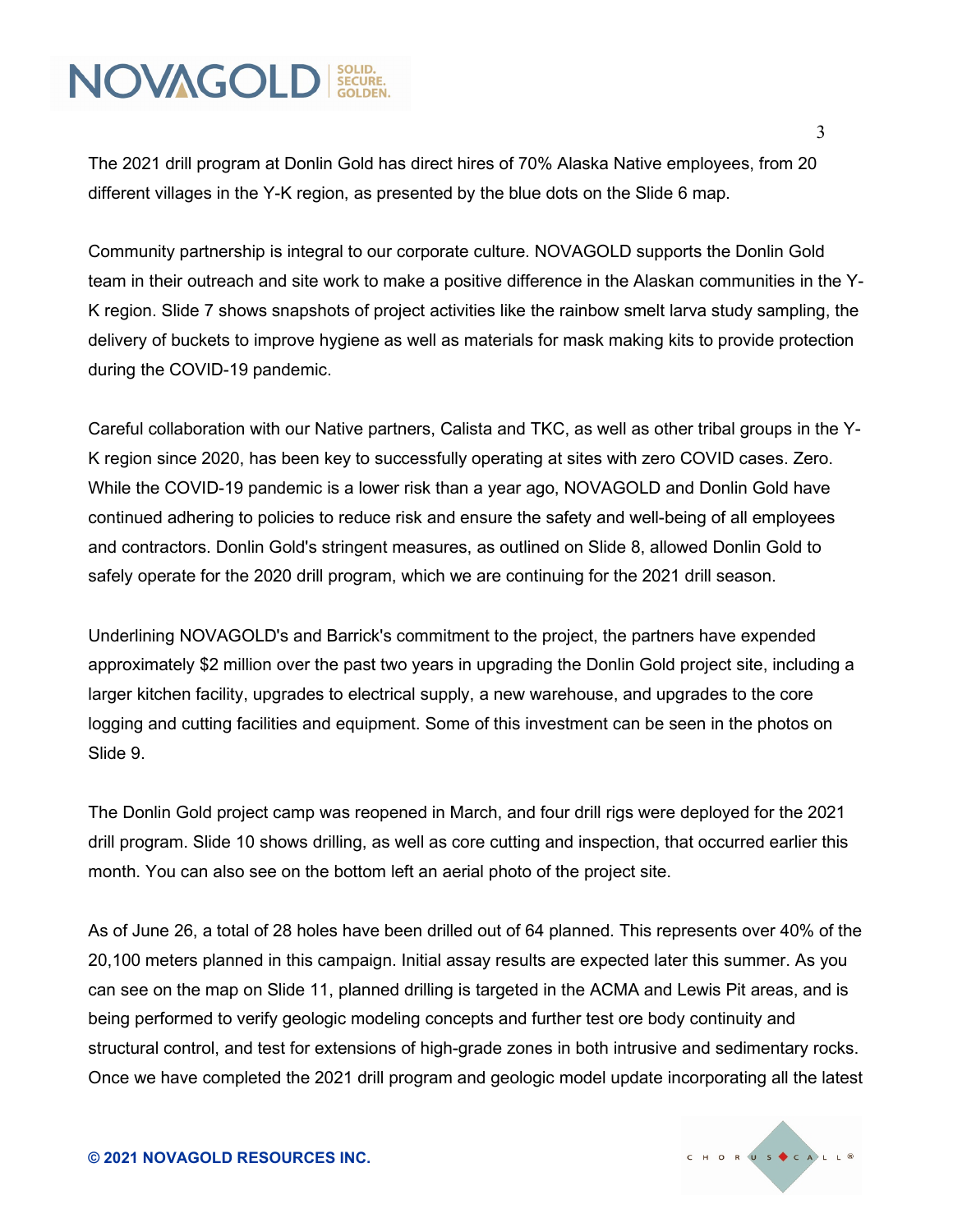The 2021 drill program at Donlin Gold has direct hires of 70% Alaska Native employees, from 20 different villages in the Y-K region, as presented by the blue dots on the Slide 6 map.

Community partnership is integral to our corporate culture. NOVAGOLD supports the Donlin Gold team in their outreach and site work to make a positive difference in the Alaskan communities in the Y-K region. Slide 7 shows snapshots of project activities like the rainbow smelt larva study sampling, the delivery of buckets to improve hygiene as well as materials for mask making kits to provide protection during the COVID-19 pandemic.

Careful collaboration with our Native partners, Calista and TKC, as well as other tribal groups in the Y-K region since 2020, has been key to successfully operating at sites with zero COVID cases. Zero. While the COVID-19 pandemic is a lower risk than a year ago, NOVAGOLD and Donlin Gold have continued adhering to policies to reduce risk and ensure the safety and well-being of all employees and contractors. Donlin Gold's stringent measures, as outlined on Slide 8, allowed Donlin Gold to safely operate for the 2020 drill program, which we are continuing for the 2021 drill season.

Underlining NOVAGOLD's and Barrick's commitment to the project, the partners have expended approximately $2 million over the past two years in upgrading the Donlin Gold project site, including a larger kitchen facility, upgrades to electrical supply, a new warehouse, and upgrades to the core logging and cutting facilities and equipment. Some of this investment can be seen in the photos on Slide 9.

The Donlin Gold project camp was reopened in March, and four drill rigs were deployed for the 2021 drill program. Slide 10 shows drilling, as well as core cutting and inspection, that occurred earlier this month. You can also see on the bottom left an aerial photo of the project site.

As of June 26, a total of 28 holes have been drilled out of 64 planned. This represents over 40% of the 20,100 meters planned in this campaign. Initial assay results are expected later this summer. As you can see on the map on Slide 11, planned drilling is targeted in the ACMA and Lewis Pit areas, and is being performed to verify geologic modeling concepts and further test ore body continuity and structural control, and test for extensions of high-grade zones in both intrusive and sedimentary rocks. Once we have completed the 2021 drill program and geologic model update incorporating all the latest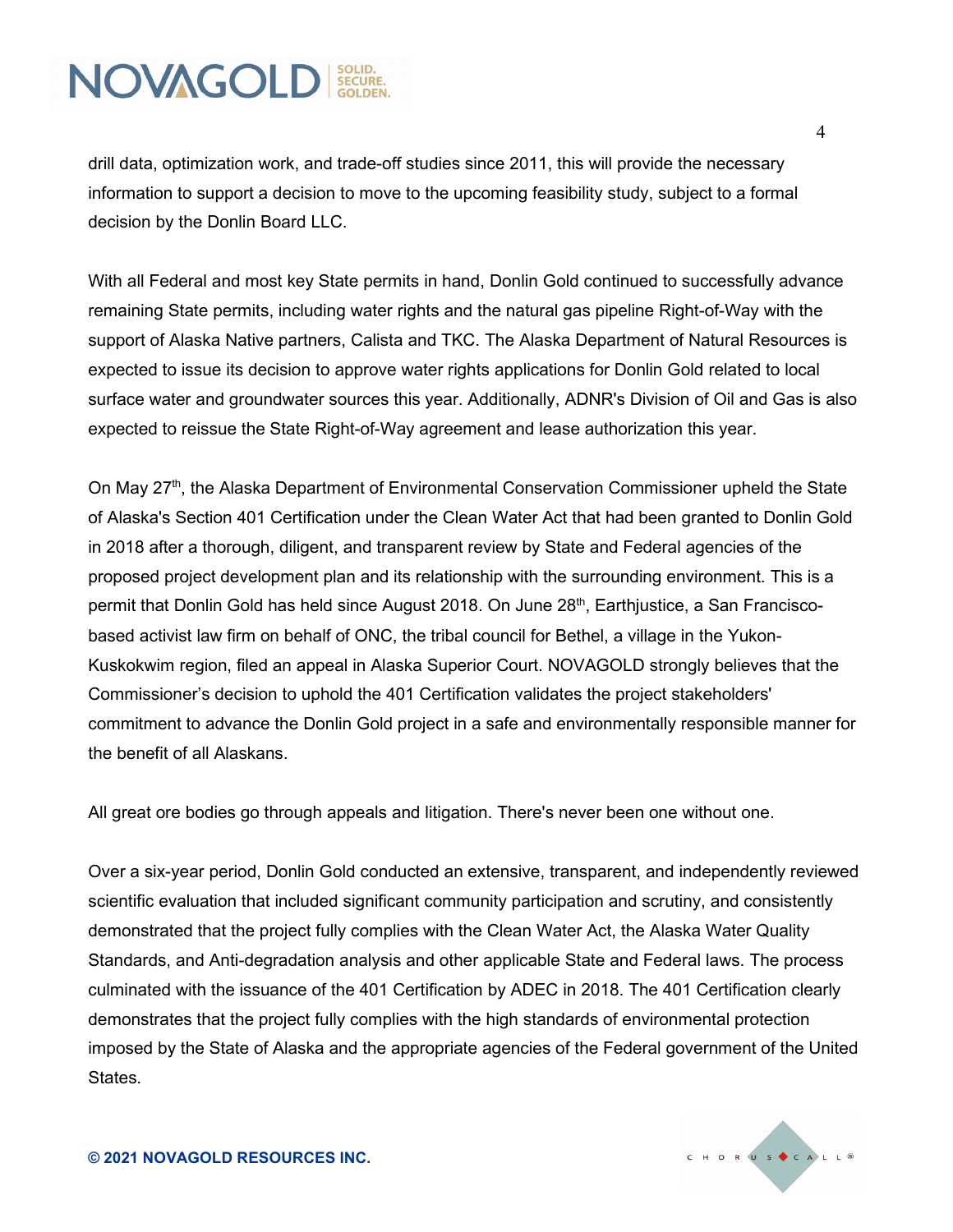drill data, optimization work, and trade-off studies since 2011, this will provide the necessary information to support a decision to move to the upcoming feasibility study, subject to a formal decision by the Donlin Board LLC.

With all Federal and most key State permits in hand, Donlin Gold continued to successfully advance remaining State permits, including water rights and the natural gas pipeline Right-of-Way with the support of Alaska Native partners, Calista and TKC. The Alaska Department of Natural Resources is expected to issue its decision to approve water rights applications for Donlin Gold related to local surface water and groundwater sources this year. Additionally, ADNR's Division of Oil and Gas is also expected to reissue the State Right-of-Way agreement and lease authorization this year.

On May 27th, the Alaska Department of Environmental Conservation Commissioner upheld the State of Alaska's Section 401 Certification under the Clean Water Act that had been granted to Donlin Gold in 2018 after a thorough, diligent, and transparent review by State and Federal agencies of the proposed project development plan and its relationship with the surrounding environment. This is a permit that Donlin Gold has held since August 2018. On June 28th, Earthjustice, a San Francisco-based activist law firm on behalf of ONC, the tribal council for Bethel, a village in the Yukon-Kuskokwim region, filed an appeal in Alaska Superior Court. NOVAGOLD strongly believes that the Commissioner's decision to uphold the 401 Certification validates the project stakeholders' commitment to advance the Donlin Gold project in a safe and environmentally responsible manner for the benefit of all Alaskans.

All great ore bodies go through appeals and litigation. There's never been one without one.

Over a six-year period, Donlin Gold conducted an extensive, transparent, and independently reviewed scientific evaluation that included significant community participation and scrutiny, and consistently demonstrated that the project fully complies with the Clean Water Act, the Alaska Water Quality Standards, and Anti-degradation analysis and other applicable State and Federal laws. The process culminated with the issuance of the 401 Certification by ADEC in 2018. The 401 Certification clearly demonstrates that the project fully complies with the high standards of environmental protection imposed by the State of Alaska and the appropriate agencies of the Federal government of the United States.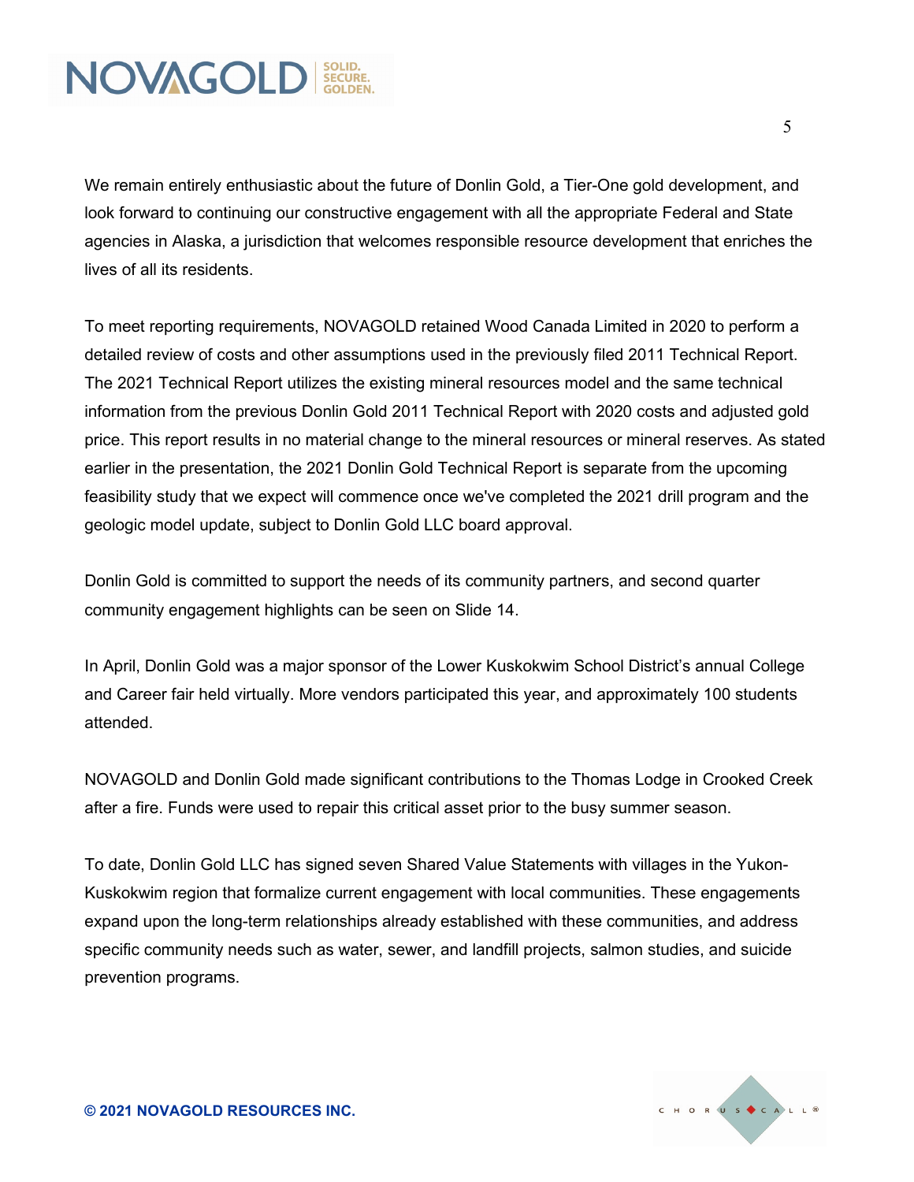We remain entirely enthusiastic about the future of Donlin Gold, a Tier-One gold development, and look forward to continuing our constructive engagement with all the appropriate Federal and State agencies in Alaska, a jurisdiction that welcomes responsible resource development that enriches the lives of all its residents.

To meet reporting requirements, NOVAGOLD retained Wood Canada Limited in 2020 to perform a detailed review of costs and other assumptions used in the previously filed 2011 Technical Report. The 2021 Technical Report utilizes the existing mineral resources model and the same technical information from the previous Donlin Gold 2011 Technical Report with 2020 costs and adjusted gold price. This report results in no material change to the mineral resources or mineral reserves. As stated earlier in the presentation, the 2021 Donlin Gold Technical Report is separate from the upcoming feasibility study that we expect will commence once we've completed the 2021 drill program and the geologic model update, subject to Donlin Gold LLC board approval.

Donlin Gold is committed to support the needs of its community partners, and second quarter community engagement highlights can be seen on Slide 14.

In April, Donlin Gold was a major sponsor of the Lower Kuskokwim School District's annual College and Career fair held virtually. More vendors participated this year, and approximately 100 students attended.

NOVAGOLD and Donlin Gold made significant contributions to the Thomas Lodge in Crooked Creek after a fire. Funds were used to repair this critical asset prior to the busy summer season.

To date, Donlin Gold LLC has signed seven Shared Value Statements with villages in the Yukon-Kuskokwim region that formalize current engagement with local communities. These engagements expand upon the long-term relationships already established with these communities, and address specific community needs such as water, sewer, and landfill projects, salmon studies, and suicide prevention programs.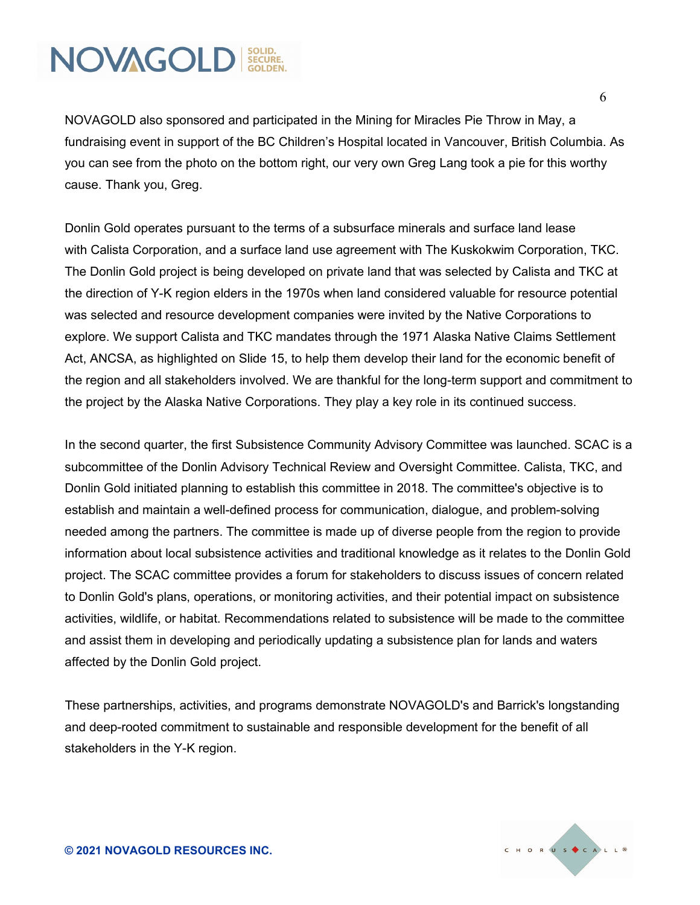NOVAGOLD also sponsored and participated in the Mining for Miracles Pie Throw in May, a fundraising event in support of the BC Children's Hospital located in Vancouver, British Columbia. As you can see from the photo on the bottom right, our very own Greg Lang took a pie for this worthy cause. Thank you, Greg.

Donlin Gold operates pursuant to the terms of a subsurface minerals and surface land lease with Calista Corporation, and a surface land use agreement with The Kuskokwim Corporation, TKC. The Donlin Gold project is being developed on private land that was selected by Calista and TKC at the direction of Y-K region elders in the 1970s when land considered valuable for resource potential was selected and resource development companies were invited by the Native Corporations to explore. We support Calista and TKC mandates through the 1971 Alaska Native Claims Settlement Act, ANCSA, as highlighted on Slide 15, to help them develop their land for the economic benefit of the region and all stakeholders involved. We are thankful for the long-term support and commitment to the project by the Alaska Native Corporations. They play a key role in its continued success.

In the second quarter, the first Subsistence Community Advisory Committee was launched. SCAC is a subcommittee of the Donlin Advisory Technical Review and Oversight Committee. Calista, TKC, and Donlin Gold initiated planning to establish this committee in 2018. The committee's objective is to establish and maintain a well-defined process for communication, dialogue, and problem-solving needed among the partners. The committee is made up of diverse people from the region to provide information about local subsistence activities and traditional knowledge as it relates to the Donlin Gold project. The SCAC committee provides a forum for stakeholders to discuss issues of concern related to Donlin Gold's plans, operations, or monitoring activities, and their potential impact on subsistence activities, wildlife, or habitat. Recommendations related to subsistence will be made to the committee and assist them in developing and periodically updating a subsistence plan for lands and waters affected by the Donlin Gold project.

These partnerships, activities, and programs demonstrate NOVAGOLD's and Barrick's longstanding and deep-rooted commitment to sustainable and responsible development for the benefit of all stakeholders in the Y-K region.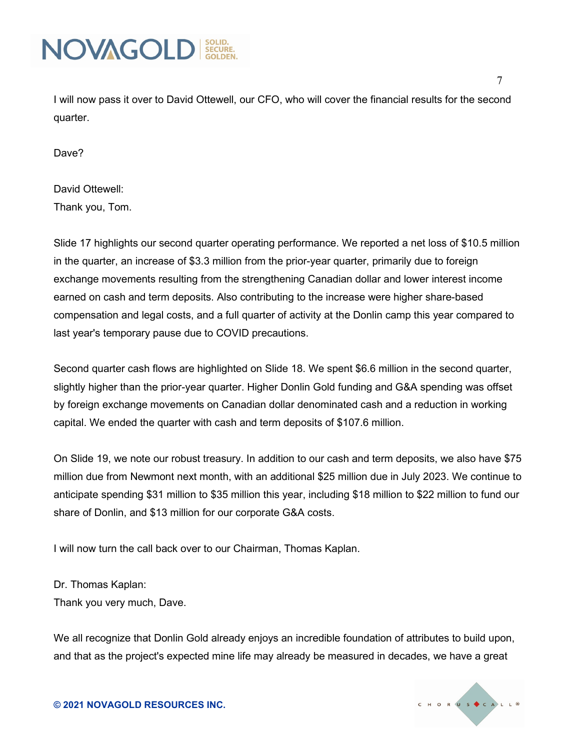I will now pass it over to David Ottewell, our CFO, who will cover the financial results for the second quarter.

Dave?

David Ottewell:
Thank you, Tom.

Slide 17 highlights our second quarter operating performance. We reported a net loss of $10.5 million in the quarter, an increase of $3.3 million from the prior-year quarter, primarily due to foreign exchange movements resulting from the strengthening Canadian dollar and lower interest income earned on cash and term deposits. Also contributing to the increase were higher share-based compensation and legal costs, and a full quarter of activity at the Donlin camp this year compared to last year's temporary pause due to COVID precautions.

Second quarter cash flows are highlighted on Slide 18. We spent $6.6 million in the second quarter, slightly higher than the prior-year quarter. Higher Donlin Gold funding and G&A spending was offset by foreign exchange movements on Canadian dollar denominated cash and a reduction in working capital. We ended the quarter with cash and term deposits of $107.6 million.

On Slide 19, we note our robust treasury. In addition to our cash and term deposits, we also have $75 million due from Newmont next month, with an additional $25 million due in July 2023. We continue to anticipate spending $31 million to $35 million this year, including $18 million to $22 million to fund our share of Donlin, and $13 million for our corporate G&A costs.

I will now turn the call back over to our Chairman, Thomas Kaplan.

Dr. Thomas Kaplan:
Thank you very much, Dave.

We all recognize that Donlin Gold already enjoys an incredible foundation of attributes to build upon, and that as the project's expected mine life may already be measured in decades, we have a great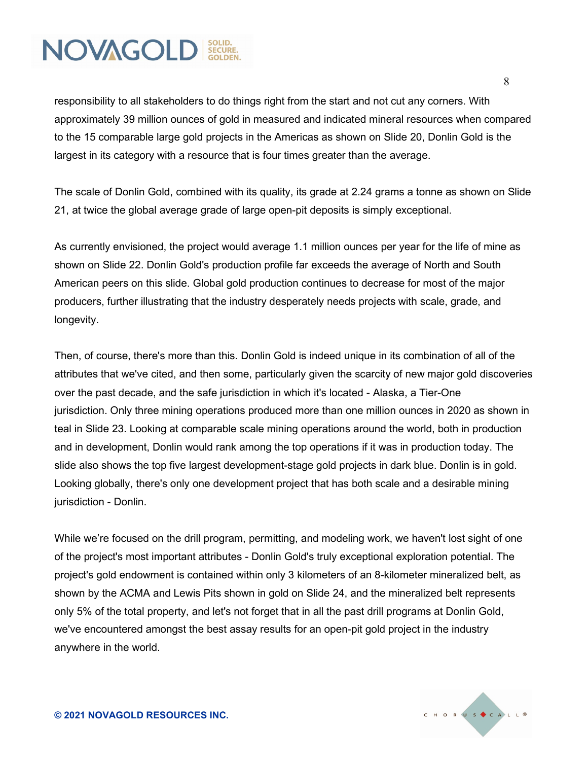responsibility to all stakeholders to do things right from the start and not cut any corners. With approximately 39 million ounces of gold in measured and indicated mineral resources when compared to the 15 comparable large gold projects in the Americas as shown on Slide 20, Donlin Gold is the largest in its category with a resource that is four times greater than the average.

The scale of Donlin Gold, combined with its quality, its grade at 2.24 grams a tonne as shown on Slide 21, at twice the global average grade of large open-pit deposits is simply exceptional.

As currently envisioned, the project would average 1.1 million ounces per year for the life of mine as shown on Slide 22. Donlin Gold's production profile far exceeds the average of North and South American peers on this slide. Global gold production continues to decrease for most of the major producers, further illustrating that the industry desperately needs projects with scale, grade, and longevity.

Then, of course, there's more than this. Donlin Gold is indeed unique in its combination of all of the attributes that we've cited, and then some, particularly given the scarcity of new major gold discoveries over the past decade, and the safe jurisdiction in which it's located - Alaska, a Tier-One jurisdiction. Only three mining operations produced more than one million ounces in 2020 as shown in teal in Slide 23. Looking at comparable scale mining operations around the world, both in production and in development, Donlin would rank among the top operations if it was in production today. The slide also shows the top five largest development-stage gold projects in dark blue. Donlin is in gold. Looking globally, there's only one development project that has both scale and a desirable mining jurisdiction - Donlin.

While we're focused on the drill program, permitting, and modeling work, we haven't lost sight of one of the project's most important attributes - Donlin Gold's truly exceptional exploration potential. The project's gold endowment is contained within only 3 kilometers of an 8-kilometer mineralized belt, as shown by the ACMA and Lewis Pits shown in gold on Slide 24, and the mineralized belt represents only 5% of the total property, and let's not forget that in all the past drill programs at Donlin Gold, we've encountered amongst the best assay results for an open-pit gold project in the industry anywhere in the world.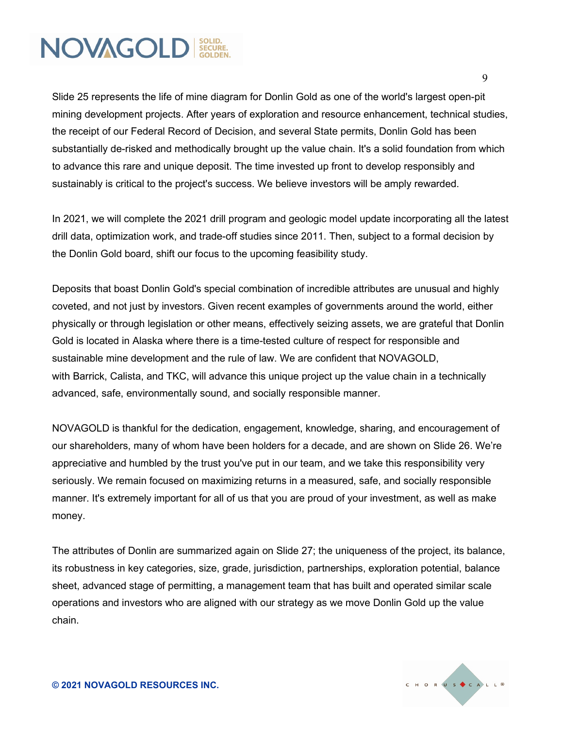Slide 25 represents the life of mine diagram for Donlin Gold as one of the world's largest open-pit mining development projects. After years of exploration and resource enhancement, technical studies, the receipt of our Federal Record of Decision, and several State permits, Donlin Gold has been substantially de-risked and methodically brought up the value chain. It's a solid foundation from which to advance this rare and unique deposit. The time invested up front to develop responsibly and sustainably is critical to the project's success. We believe investors will be amply rewarded.

In 2021, we will complete the 2021 drill program and geologic model update incorporating all the latest drill data, optimization work, and trade-off studies since 2011. Then, subject to a formal decision by the Donlin Gold board, shift our focus to the upcoming feasibility study.

Deposits that boast Donlin Gold's special combination of incredible attributes are unusual and highly coveted, and not just by investors. Given recent examples of governments around the world, either physically or through legislation or other means, effectively seizing assets, we are grateful that Donlin Gold is located in Alaska where there is a time-tested culture of respect for responsible and sustainable mine development and the rule of law. We are confident that NOVAGOLD, with Barrick, Calista, and TKC, will advance this unique project up the value chain in a technically advanced, safe, environmentally sound, and socially responsible manner.

NOVAGOLD is thankful for the dedication, engagement, knowledge, sharing, and encouragement of our shareholders, many of whom have been holders for a decade, and are shown on Slide 26. We're appreciative and humbled by the trust you've put in our team, and we take this responsibility very seriously. We remain focused on maximizing returns in a measured, safe, and socially responsible manner. It's extremely important for all of us that you are proud of your investment, as well as make money.

The attributes of Donlin are summarized again on Slide 27; the uniqueness of the project, its balance, its robustness in key categories, size, grade, jurisdiction, partnerships, exploration potential, balance sheet, advanced stage of permitting, a management team that has built and operated similar scale operations and investors who are aligned with our strategy as we move Donlin Gold up the value chain.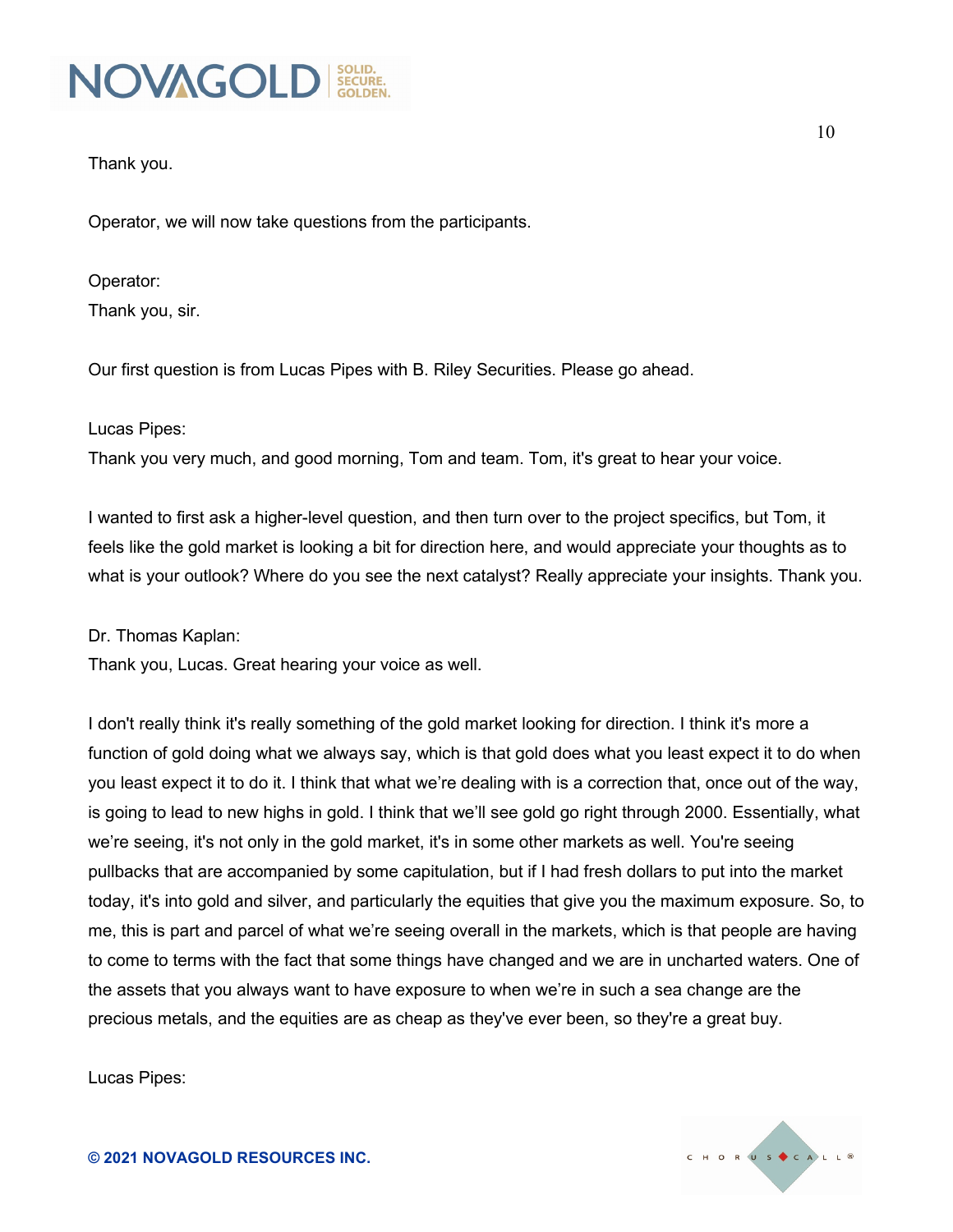Thank you.

Operator, we will now take questions from the participants.

Operator:
Thank you, sir.

Our first question is from Lucas Pipes with B. Riley Securities. Please go ahead.

Lucas Pipes:
Thank you very much, and good morning, Tom and team. Tom, it's great to hear your voice.

I wanted to first ask a higher-level question, and then turn over to the project specifics, but Tom, it feels like the gold market is looking a bit for direction here, and would appreciate your thoughts as to what is your outlook? Where do you see the next catalyst? Really appreciate your insights. Thank you.

Dr. Thomas Kaplan:
Thank you, Lucas. Great hearing your voice as well.

I don't really think it's really something of the gold market looking for direction. I think it's more a function of gold doing what we always say, which is that gold does what you least expect it to do when you least expect it to do it. I think that what we're dealing with is a correction that, once out of the way, is going to lead to new highs in gold. I think that we'll see gold go right through 2000. Essentially, what we're seeing, it's not only in the gold market, it's in some other markets as well. You're seeing pullbacks that are accompanied by some capitulation, but if I had fresh dollars to put into the market today, it's into gold and silver, and particularly the equities that give you the maximum exposure. So, to me, this is part and parcel of what we're seeing overall in the markets, which is that people are having to come to terms with the fact that some things have changed and we are in uncharted waters. One of the assets that you always want to have exposure to when we're in such a sea change are the precious metals, and the equities are as cheap as they've ever been, so they're a great buy.

Lucas Pipes: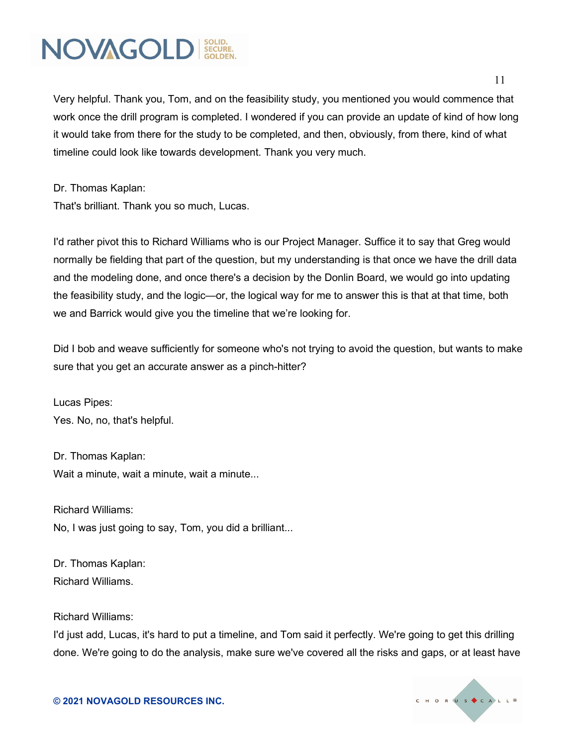Very helpful. Thank you, Tom, and on the feasibility study, you mentioned you would commence that work once the drill program is completed. I wondered if you can provide an update of kind of how long it would take from there for the study to be completed, and then, obviously, from there, kind of what timeline could look like towards development. Thank you very much.

Dr. Thomas Kaplan:
That's brilliant. Thank you so much, Lucas.

I'd rather pivot this to Richard Williams who is our Project Manager. Suffice it to say that Greg would normally be fielding that part of the question, but my understanding is that once we have the drill data and the modeling done, and once there's a decision by the Donlin Board, we would go into updating the feasibility study, and the logic—or, the logical way for me to answer this is that at that time, both we and Barrick would give you the timeline that we're looking for.

Did I bob and weave sufficiently for someone who's not trying to avoid the question, but wants to make sure that you get an accurate answer as a pinch-hitter?

Lucas Pipes:
Yes. No, no, that's helpful.

Dr. Thomas Kaplan:
Wait a minute, wait a minute, wait a minute...

Richard Williams:
No, I was just going to say, Tom, you did a brilliant...

Dr. Thomas Kaplan:
Richard Williams.

Richard Williams:
I'd just add, Lucas, it's hard to put a timeline, and Tom said it perfectly. We're going to get this drilling done. We're going to do the analysis, make sure we've covered all the risks and gaps, or at least have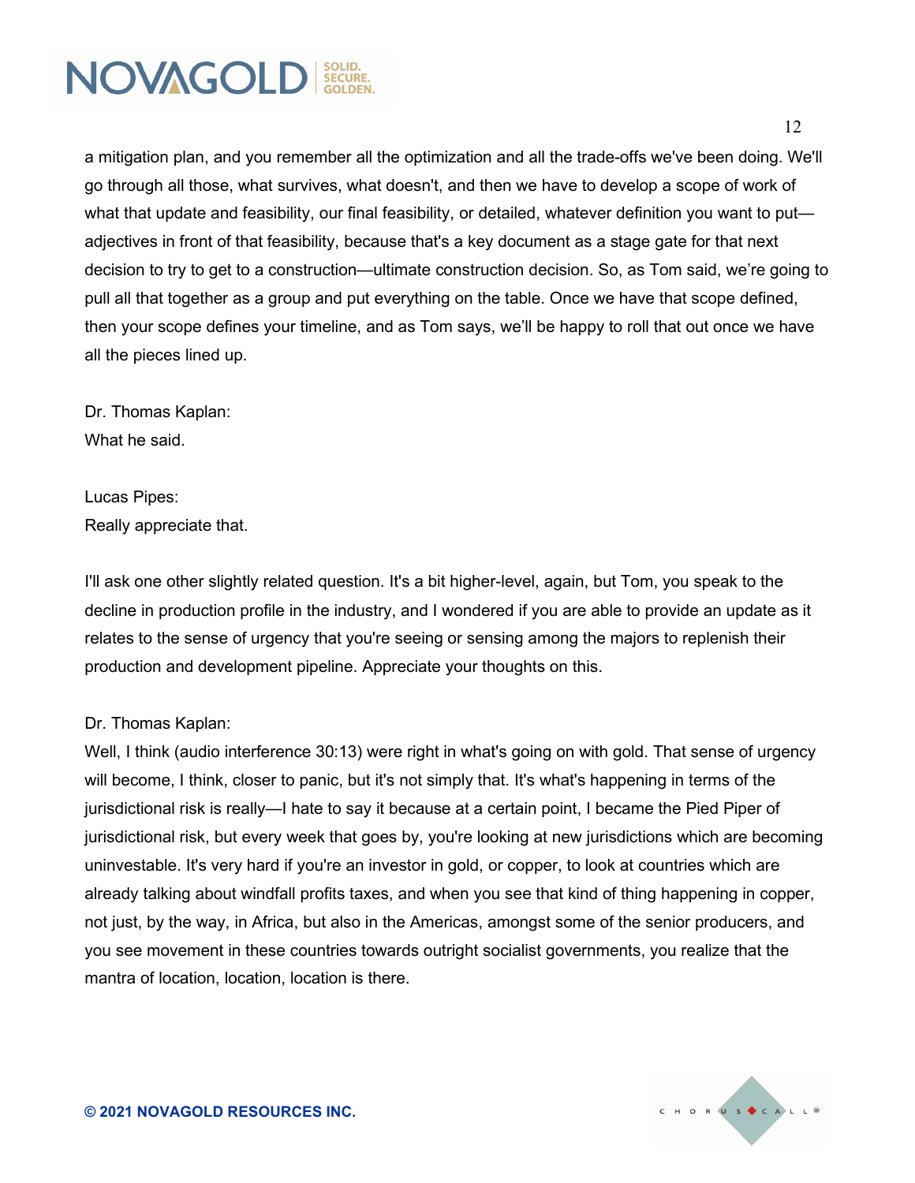a mitigation plan, and you remember all the optimization and all the trade-offs we've been doing. We'll go through all those, what survives, what doesn't, and then we have to develop a scope of work of what that update and feasibility, our final feasibility, or detailed, whatever definition you want to put—adjectives in front of that feasibility, because that's a key document as a stage gate for that next decision to try to get to a construction—ultimate construction decision. So, as Tom said, we're going to pull all that together as a group and put everything on the table. Once we have that scope defined, then your scope defines your timeline, and as Tom says, we'll be happy to roll that out once we have all the pieces lined up.

Dr. Thomas Kaplan:
What he said.

Lucas Pipes:
Really appreciate that.

I'll ask one other slightly related question. It's a bit higher-level, again, but Tom, you speak to the decline in production profile in the industry, and I wondered if you are able to provide an update as it relates to the sense of urgency that you're seeing or sensing among the majors to replenish their production and development pipeline. Appreciate your thoughts on this.

Dr. Thomas Kaplan:
Well, I think (audio interference 30:13) were right in what's going on with gold. That sense of urgency will become, I think, closer to panic, but it's not simply that. It's what's happening in terms of the jurisdictional risk is really—I hate to say it because at a certain point, I became the Pied Piper of jurisdictional risk, but every week that goes by, you're looking at new jurisdictions which are becoming uninvestable. It's very hard if you're an investor in gold, or copper, to look at countries which are already talking about windfall profits taxes, and when you see that kind of thing happening in copper, not just, by the way, in Africa, but also in the Americas, amongst some of the senior producers, and you see movement in these countries towards outright socialist governments, you realize that the mantra of location, location, location is there.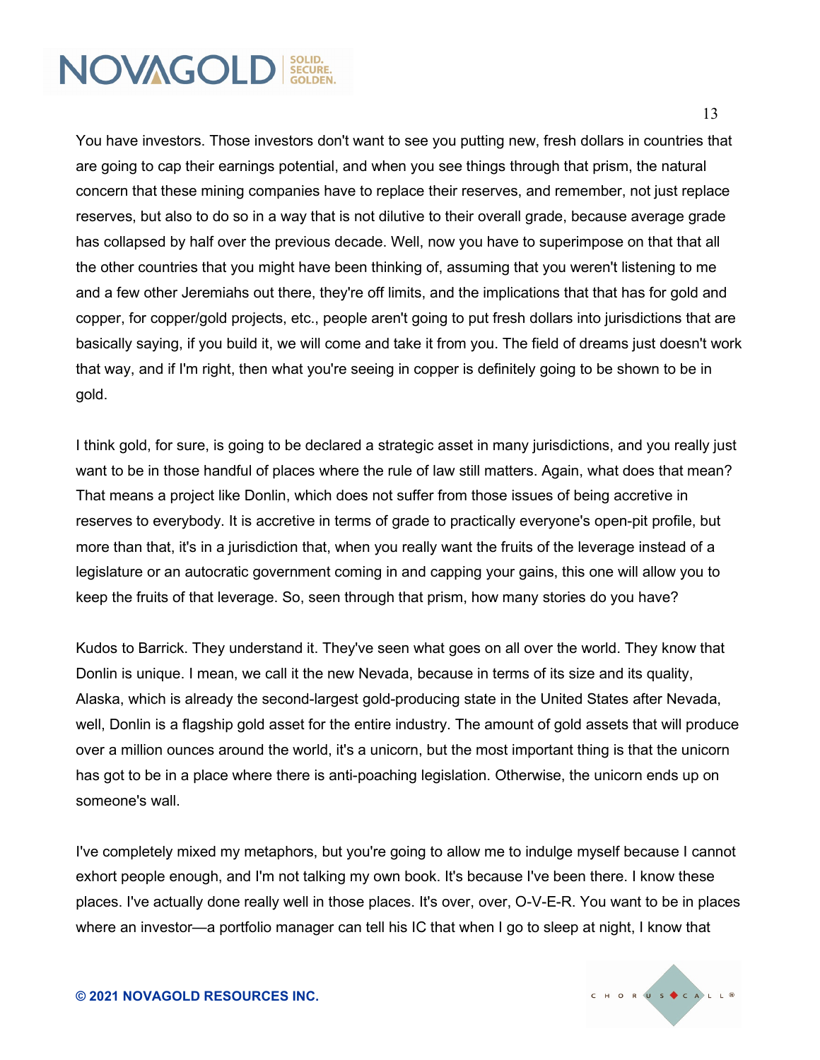You have investors. Those investors don't want to see you putting new, fresh dollars in countries that are going to cap their earnings potential, and when you see things through that prism, the natural concern that these mining companies have to replace their reserves, and remember, not just replace reserves, but also to do so in a way that is not dilutive to their overall grade, because average grade has collapsed by half over the previous decade. Well, now you have to superimpose on that that all the other countries that you might have been thinking of, assuming that you weren't listening to me and a few other Jeremiahs out there, they're off limits, and the implications that that has for gold and copper, for copper/gold projects, etc., people aren't going to put fresh dollars into jurisdictions that are basically saying, if you build it, we will come and take it from you. The field of dreams just doesn't work that way, and if I'm right, then what you're seeing in copper is definitely going to be shown to be in gold.

I think gold, for sure, is going to be declared a strategic asset in many jurisdictions, and you really just want to be in those handful of places where the rule of law still matters. Again, what does that mean? That means a project like Donlin, which does not suffer from those issues of being accretive in reserves to everybody. It is accretive in terms of grade to practically everyone's open-pit profile, but more than that, it's in a jurisdiction that, when you really want the fruits of the leverage instead of a legislature or an autocratic government coming in and capping your gains, this one will allow you to keep the fruits of that leverage. So, seen through that prism, how many stories do you have?

Kudos to Barrick. They understand it. They've seen what goes on all over the world. They know that Donlin is unique. I mean, we call it the new Nevada, because in terms of its size and its quality, Alaska, which is already the second-largest gold-producing state in the United States after Nevada, well, Donlin is a flagship gold asset for the entire industry. The amount of gold assets that will produce over a million ounces around the world, it's a unicorn, but the most important thing is that the unicorn has got to be in a place where there is anti-poaching legislation. Otherwise, the unicorn ends up on someone's wall.

I've completely mixed my metaphors, but you're going to allow me to indulge myself because I cannot exhort people enough, and I'm not talking my own book. It's because I've been there. I know these places. I've actually done really well in those places. It's over, over, O-V-E-R. You want to be in places where an investor—a portfolio manager can tell his IC that when I go to sleep at night, I know that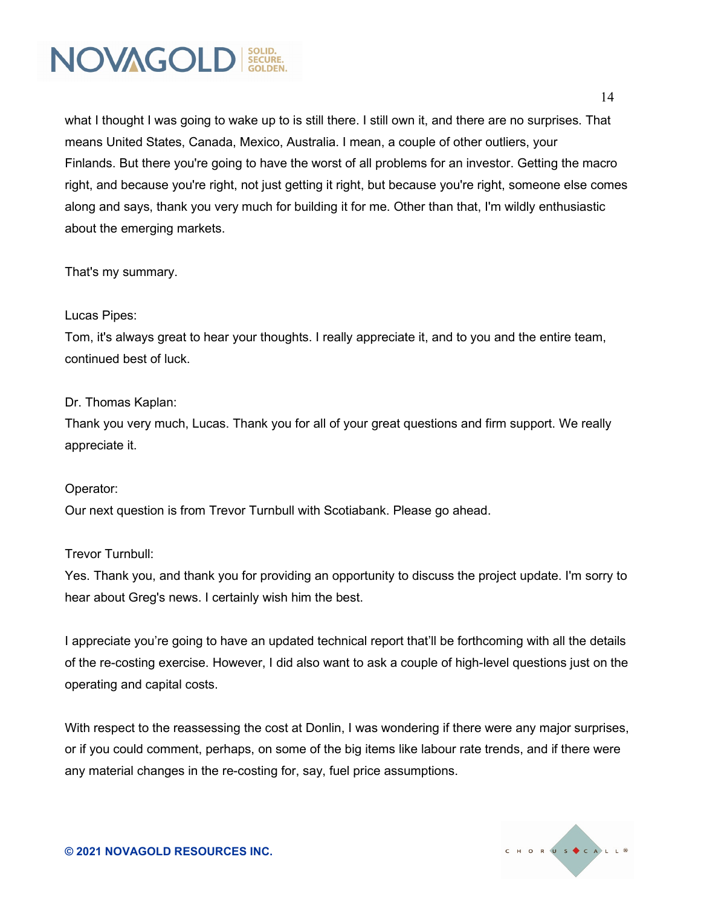what I thought I was going to wake up to is still there. I still own it, and there are no surprises. That means United States, Canada, Mexico, Australia. I mean, a couple of other outliers, your Finlands. But there you're going to have the worst of all problems for an investor. Getting the macro right, and because you're right, not just getting it right, but because you're right, someone else comes along and says, thank you very much for building it for me. Other than that, I'm wildly enthusiastic about the emerging markets.

That's my summary.

Lucas Pipes:
Tom, it's always great to hear your thoughts. I really appreciate it, and to you and the entire team, continued best of luck.

Dr. Thomas Kaplan:
Thank you very much, Lucas. Thank you for all of your great questions and firm support. We really appreciate it.

Operator:
Our next question is from Trevor Turnbull with Scotiabank. Please go ahead.

Trevor Turnbull:
Yes. Thank you, and thank you for providing an opportunity to discuss the project update. I'm sorry to hear about Greg's news. I certainly wish him the best.

I appreciate you're going to have an updated technical report that'll be forthcoming with all the details of the re-costing exercise. However, I did also want to ask a couple of high-level questions just on the operating and capital costs.

With respect to the reassessing the cost at Donlin, I was wondering if there were any major surprises, or if you could comment, perhaps, on some of the big items like labour rate trends, and if there were any material changes in the re-costing for, say, fuel price assumptions.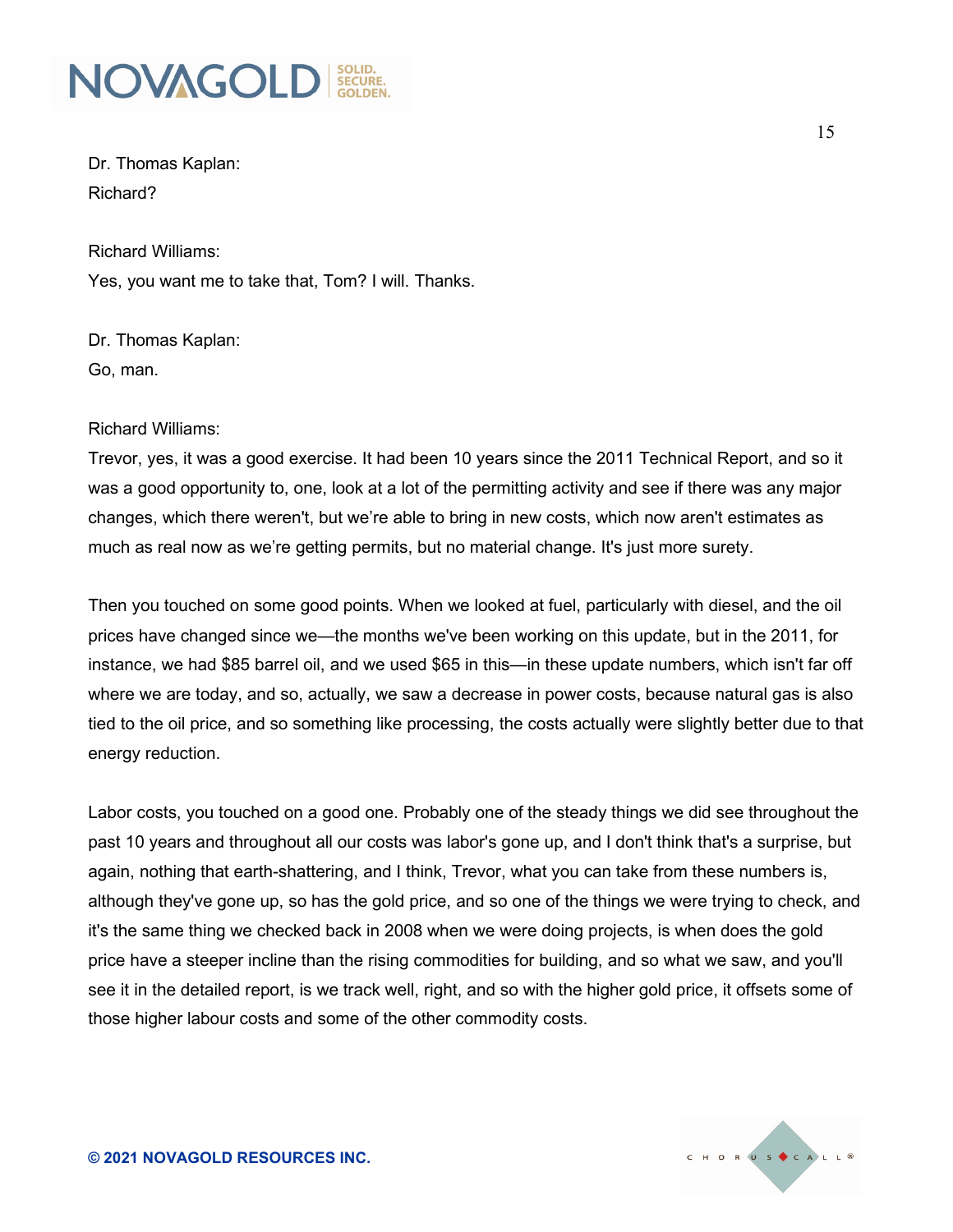Dr. Thomas Kaplan:
Richard?

Richard Williams:
Yes, you want me to take that, Tom? I will. Thanks.

Dr. Thomas Kaplan:
Go, man.

Richard Williams:
Trevor, yes, it was a good exercise. It had been 10 years since the 2011 Technical Report, and so it was a good opportunity to, one, look at a lot of the permitting activity and see if there was any major changes, which there weren't, but we're able to bring in new costs, which now aren't estimates as much as real now as we're getting permits, but no material change. It's just more surety.

Then you touched on some good points. When we looked at fuel, particularly with diesel, and the oil prices have changed since we—the months we've been working on this update, but in the 2011, for instance, we had $85 barrel oil, and we used $65 in this—in these update numbers, which isn't far off where we are today, and so, actually, we saw a decrease in power costs, because natural gas is also tied to the oil price, and so something like processing, the costs actually were slightly better due to that energy reduction.

Labor costs, you touched on a good one. Probably one of the steady things we did see throughout the past 10 years and throughout all our costs was labor's gone up, and I don't think that's a surprise, but again, nothing that earth-shattering, and I think, Trevor, what you can take from these numbers is, although they've gone up, so has the gold price, and so one of the things we were trying to check, and it's the same thing we checked back in 2008 when we were doing projects, is when does the gold price have a steeper incline than the rising commodities for building, and so what we saw, and you'll see it in the detailed report, is we track well, right, and so with the higher gold price, it offsets some of those higher labour costs and some of the other commodity costs.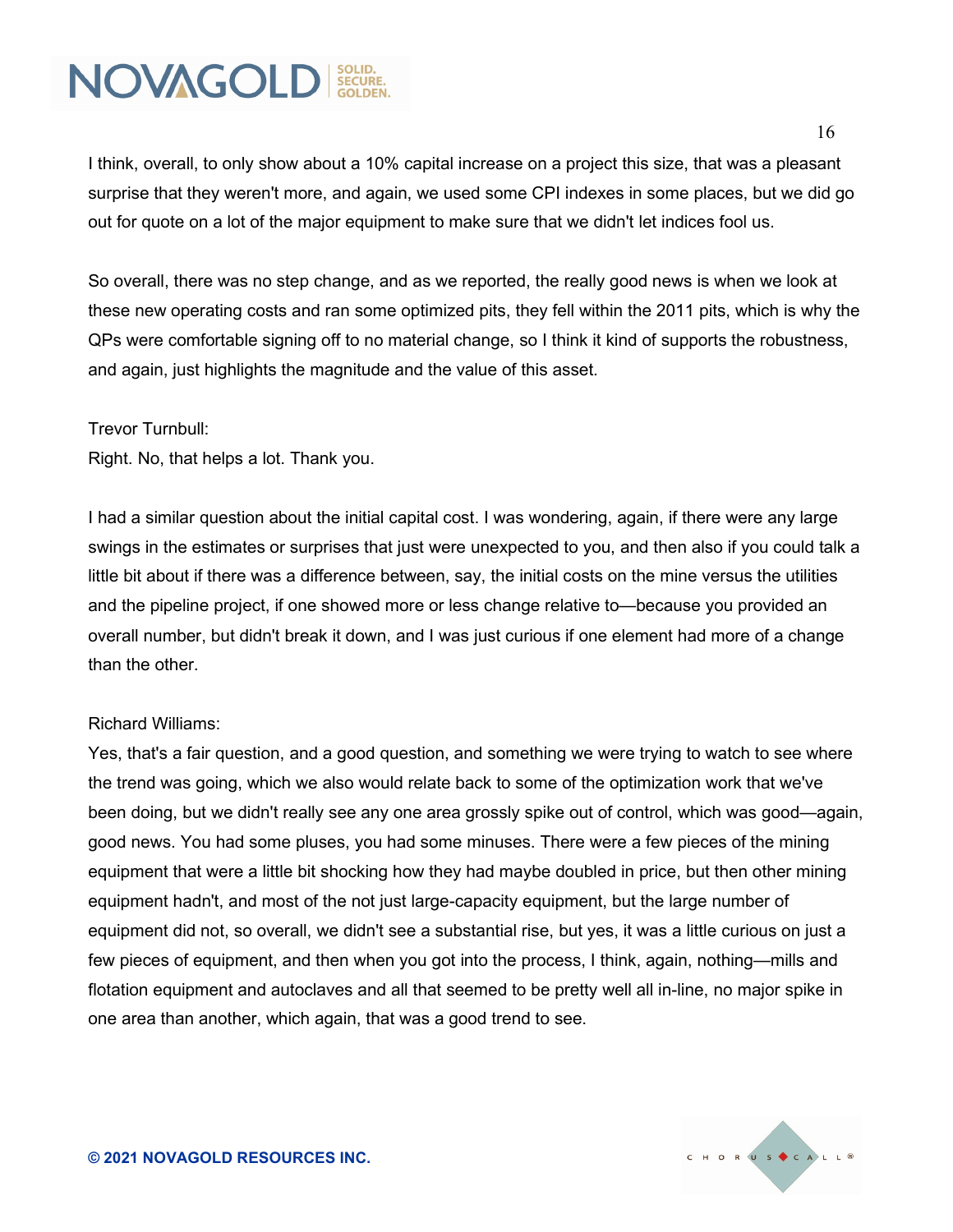I think, overall, to only show about a 10% capital increase on a project this size, that was a pleasant surprise that they weren't more, and again, we used some CPI indexes in some places, but we did go out for quote on a lot of the major equipment to make sure that we didn't let indices fool us.

So overall, there was no step change, and as we reported, the really good news is when we look at these new operating costs and ran some optimized pits, they fell within the 2011 pits, which is why the QPs were comfortable signing off to no material change, so I think it kind of supports the robustness, and again, just highlights the magnitude and the value of this asset.

Trevor Turnbull:
Right. No, that helps a lot. Thank you.

I had a similar question about the initial capital cost. I was wondering, again, if there were any large swings in the estimates or surprises that just were unexpected to you, and then also if you could talk a little bit about if there was a difference between, say, the initial costs on the mine versus the utilities and the pipeline project, if one showed more or less change relative to—because you provided an overall number, but didn't break it down, and I was just curious if one element had more of a change than the other.

Richard Williams:
Yes, that's a fair question, and a good question, and something we were trying to watch to see where the trend was going, which we also would relate back to some of the optimization work that we've been doing, but we didn't really see any one area grossly spike out of control, which was good—again, good news. You had some pluses, you had some minuses. There were a few pieces of the mining equipment that were a little bit shocking how they had maybe doubled in price, but then other mining equipment hadn't, and most of the not just large-capacity equipment, but the large number of equipment did not, so overall, we didn't see a substantial rise, but yes, it was a little curious on just a few pieces of equipment, and then when you got into the process, I think, again, nothing—mills and flotation equipment and autoclaves and all that seemed to be pretty well all in-line, no major spike in one area than another, which again, that was a good trend to see.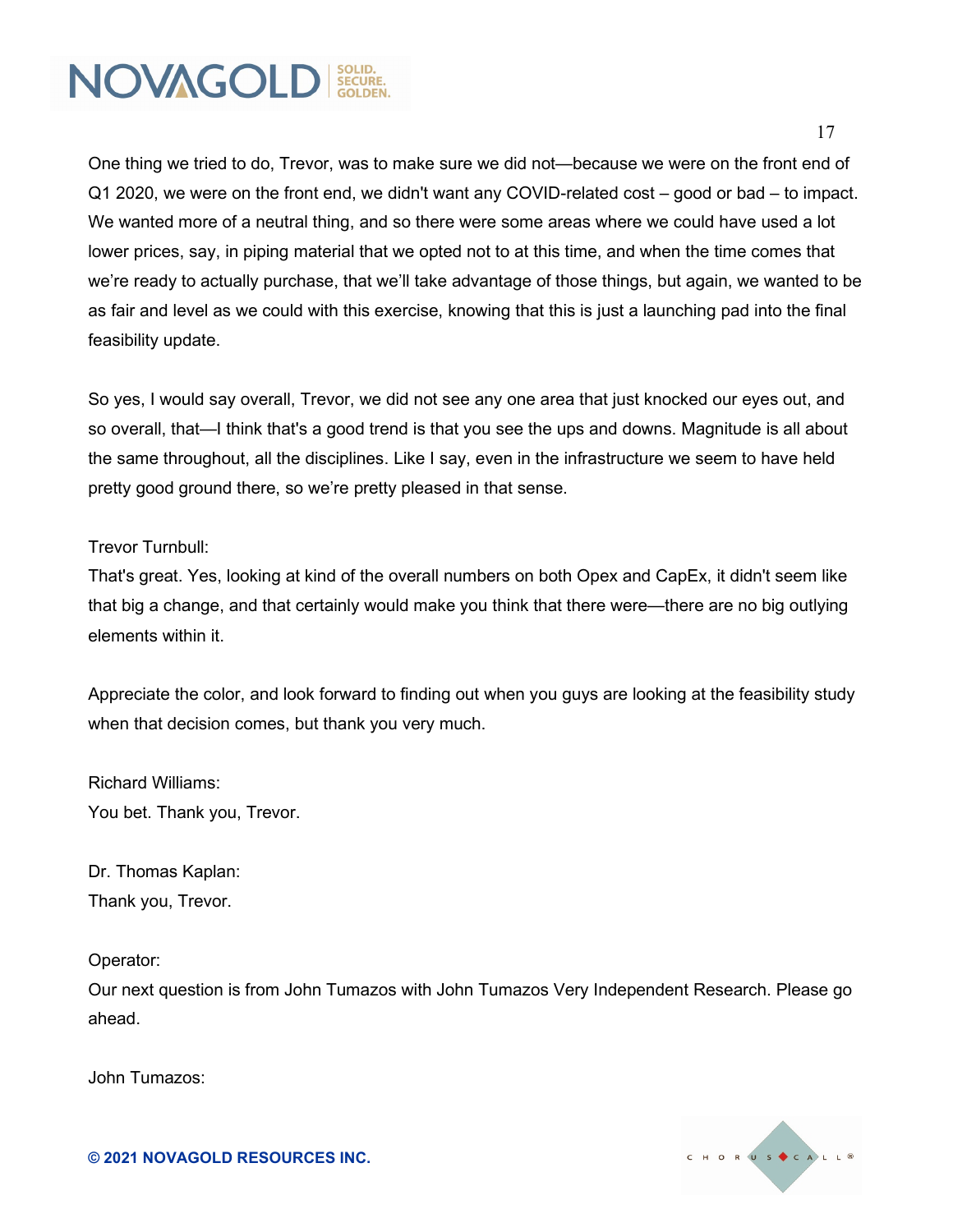One thing we tried to do, Trevor, was to make sure we did not—because we were on the front end of Q1 2020, we were on the front end, we didn't want any COVID-related cost – good or bad – to impact. We wanted more of a neutral thing, and so there were some areas where we could have used a lot lower prices, say, in piping material that we opted not to at this time, and when the time comes that we're ready to actually purchase, that we'll take advantage of those things, but again, we wanted to be as fair and level as we could with this exercise, knowing that this is just a launching pad into the final feasibility update.

So yes, I would say overall, Trevor, we did not see any one area that just knocked our eyes out, and so overall, that—I think that's a good trend is that you see the ups and downs. Magnitude is all about the same throughout, all the disciplines. Like I say, even in the infrastructure we seem to have held pretty good ground there, so we're pretty pleased in that sense.

Trevor Turnbull:
That's great. Yes, looking at kind of the overall numbers on both Opex and CapEx, it didn't seem like that big a change, and that certainly would make you think that there were—there are no big outlying elements within it.

Appreciate the color, and look forward to finding out when you guys are looking at the feasibility study when that decision comes, but thank you very much.

Richard Williams:
You bet. Thank you, Trevor.

Dr. Thomas Kaplan:
Thank you, Trevor.

Operator:
Our next question is from John Tumazos with John Tumazos Very Independent Research. Please go ahead.

John Tumazos: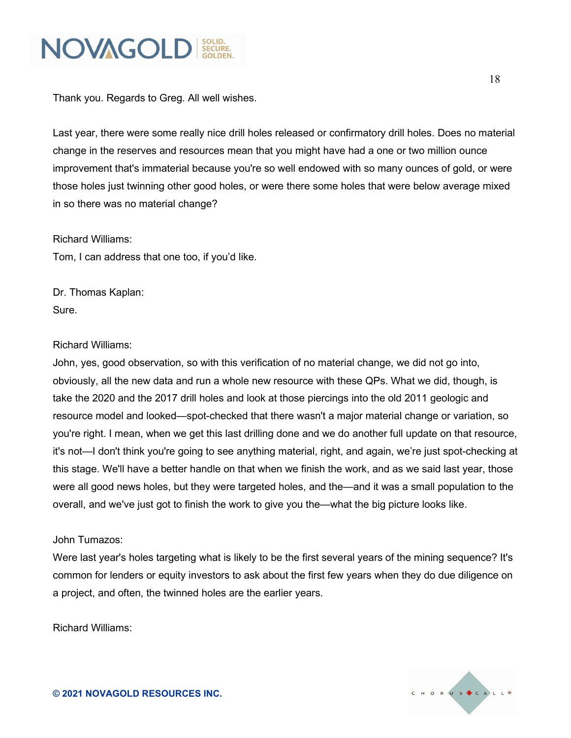Thank you. Regards to Greg. All well wishes.

Last year, there were some really nice drill holes released or confirmatory drill holes. Does no material change in the reserves and resources mean that you might have had a one or two million ounce improvement that's immaterial because you're so well endowed with so many ounces of gold, or were those holes just twinning other good holes, or were there some holes that were below average mixed in so there was no material change?

Richard Williams:
Tom, I can address that one too, if you'd like.

Dr. Thomas Kaplan:
Sure.

Richard Williams:
John, yes, good observation, so with this verification of no material change, we did not go into, obviously, all the new data and run a whole new resource with these QPs. What we did, though, is take the 2020 and the 2017 drill holes and look at those piercings into the old 2011 geologic and resource model and looked—spot-checked that there wasn't a major material change or variation, so you're right. I mean, when we get this last drilling done and we do another full update on that resource, it's not—I don't think you're going to see anything material, right, and again, we're just spot-checking at this stage. We'll have a better handle on that when we finish the work, and as we said last year, those were all good news holes, but they were targeted holes, and the—and it was a small population to the overall, and we've just got to finish the work to give you the—what the big picture looks like.

John Tumazos:
Were last year's holes targeting what is likely to be the first several years of the mining sequence? It's common for lenders or equity investors to ask about the first few years when they do due diligence on a project, and often, the twinned holes are the earlier years.

Richard Williams: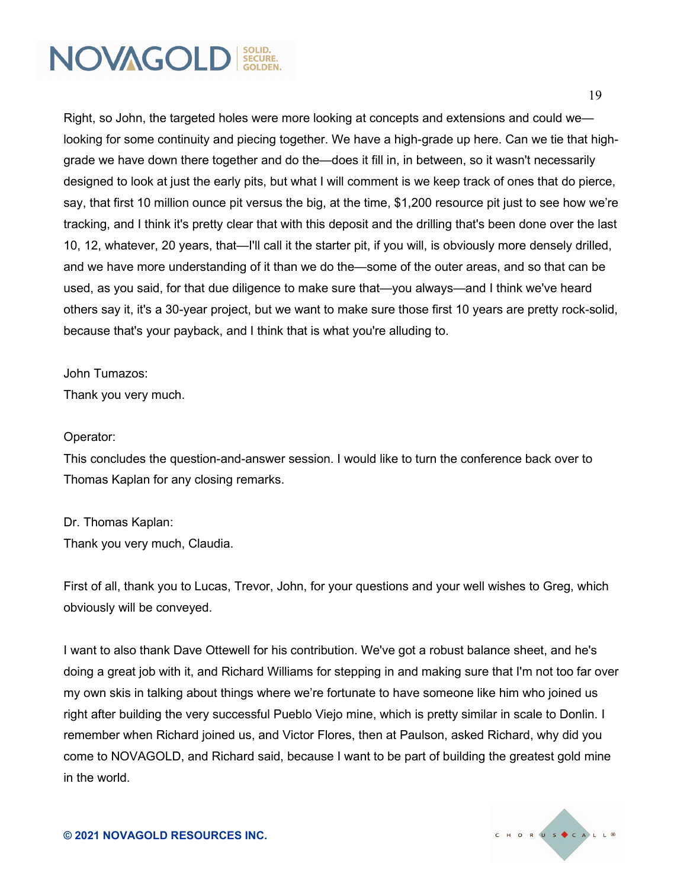Right, so John, the targeted holes were more looking at concepts and extensions and could we—looking for some continuity and piecing together. We have a high-grade up here. Can we tie that high-grade we have down there together and do the—does it fill in, in between, so it wasn't necessarily designed to look at just the early pits, but what I will comment is we keep track of ones that do pierce, say, that first 10 million ounce pit versus the big, at the time, $1,200 resource pit just to see how we're tracking, and I think it's pretty clear that with this deposit and the drilling that's been done over the last 10, 12, whatever, 20 years, that—I'll call it the starter pit, if you will, is obviously more densely drilled, and we have more understanding of it than we do the—some of the outer areas, and so that can be used, as you said, for that due diligence to make sure that—you always—and I think we've heard others say it, it's a 30-year project, but we want to make sure those first 10 years are pretty rock-solid, because that's your payback, and I think that is what you're alluding to.

John Tumazos:
Thank you very much.

Operator:
This concludes the question-and-answer session. I would like to turn the conference back over to Thomas Kaplan for any closing remarks.

Dr. Thomas Kaplan:
Thank you very much, Claudia.

First of all, thank you to Lucas, Trevor, John, for your questions and your well wishes to Greg, which obviously will be conveyed.

I want to also thank Dave Ottewell for his contribution. We've got a robust balance sheet, and he's doing a great job with it, and Richard Williams for stepping in and making sure that I'm not too far over my own skis in talking about things where we're fortunate to have someone like him who joined us right after building the very successful Pueblo Viejo mine, which is pretty similar in scale to Donlin. I remember when Richard joined us, and Victor Flores, then at Paulson, asked Richard, why did you come to NOVAGOLD, and Richard said, because I want to be part of building the greatest gold mine in the world.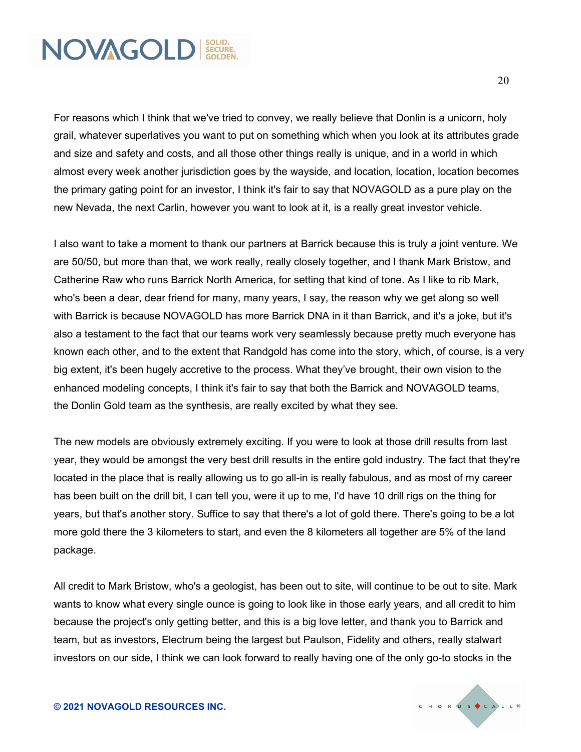For reasons which I think that we've tried to convey, we really believe that Donlin is a unicorn, holy grail, whatever superlatives you want to put on something which when you look at its attributes grade and size and safety and costs, and all those other things really is unique, and in a world in which almost every week another jurisdiction goes by the wayside, and location, location, location becomes the primary gating point for an investor, I think it's fair to say that NOVAGOLD as a pure play on the new Nevada, the next Carlin, however you want to look at it, is a really great investor vehicle.

I also want to take a moment to thank our partners at Barrick because this is truly a joint venture. We are 50/50, but more than that, we work really, really closely together, and I thank Mark Bristow, and Catherine Raw who runs Barrick North America, for setting that kind of tone. As I like to rib Mark, who's been a dear, dear friend for many, many years, I say, the reason why we get along so well with Barrick is because NOVAGOLD has more Barrick DNA in it than Barrick, and it's a joke, but it's also a testament to the fact that our teams work very seamlessly because pretty much everyone has known each other, and to the extent that Randgold has come into the story, which, of course, is a very big extent, it's been hugely accretive to the process. What they've brought, their own vision to the enhanced modeling concepts, I think it's fair to say that both the Barrick and NOVAGOLD teams, the Donlin Gold team as the synthesis, are really excited by what they see.

The new models are obviously extremely exciting. If you were to look at those drill results from last year, they would be amongst the very best drill results in the entire gold industry. The fact that they're located in the place that is really allowing us to go all-in is really fabulous, and as most of my career has been built on the drill bit, I can tell you, were it up to me, I'd have 10 drill rigs on the thing for years, but that's another story. Suffice to say that there's a lot of gold there. There's going to be a lot more gold there the 3 kilometers to start, and even the 8 kilometers all together are 5% of the land package.

All credit to Mark Bristow, who's a geologist, has been out to site, will continue to be out to site. Mark wants to know what every single ounce is going to look like in those early years, and all credit to him because the project's only getting better, and this is a big love letter, and thank you to Barrick and team, but as investors, Electrum being the largest but Paulson, Fidelity and others, really stalwart investors on our side, I think we can look forward to really having one of the only go-to stocks in the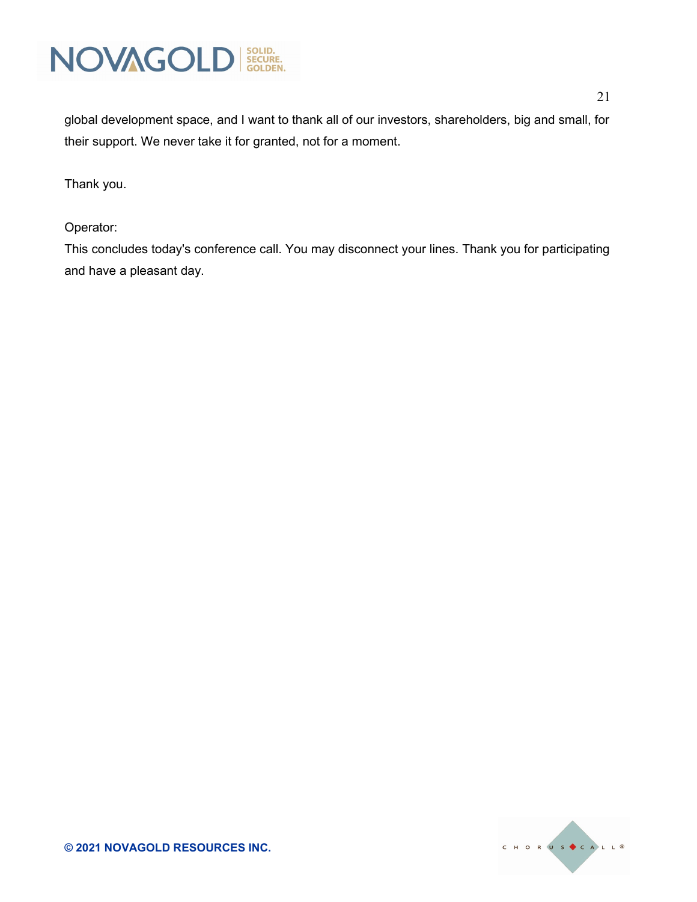global development space, and I want to thank all of our investors, shareholders, big and small, for their support. We never take it for granted, not for a moment.

Thank you.

Operator:
This concludes today's conference call. You may disconnect your lines. Thank you for participating and have a pleasant day.